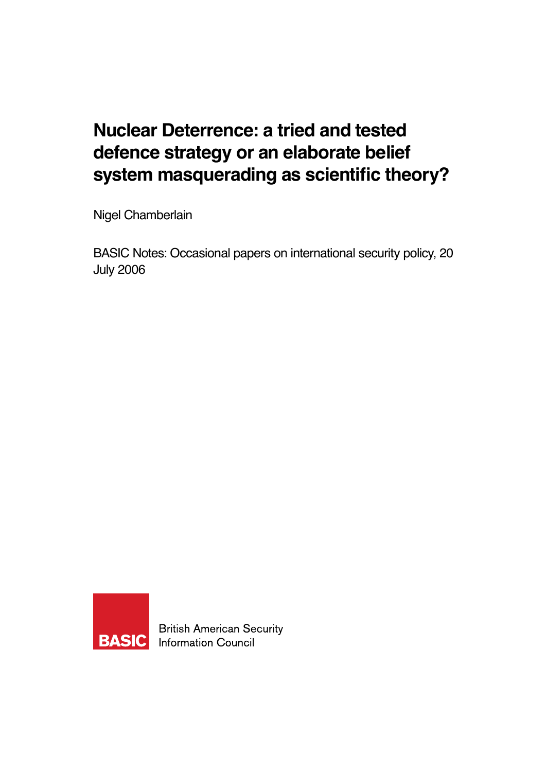# Nuclear Deterrence: a tried and tested defence strategy or an elaborate belief system masquerading as scientific theory?

Nigel Chamberlain

BASIC Notes: Occasional papers on international security policy, 20 July 2006

BASIC British American Security Information Council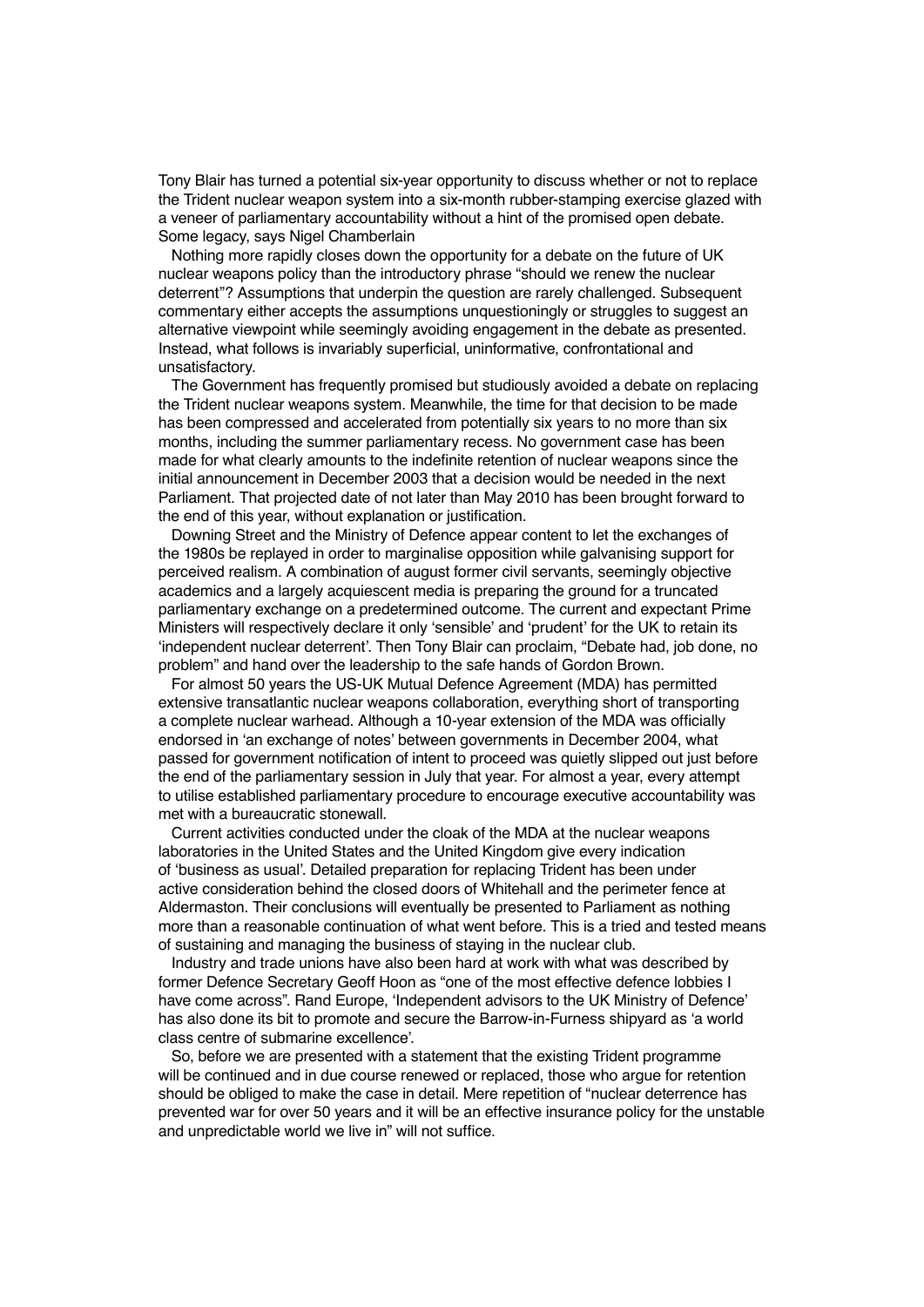Tony Blair has turned a potential six-year opportunity to discuss whether or not to replace the Trident nuclear weapon system into a six-month rubber-stamping exercise glazed with a veneer of parliamentary accountability without a hint of the promised open debate. Some legacy, says Nigel Chamberlain

Nothing more rapidly closes down the opportunity for a debate on the future of UK nuclear weapons policy than the introductory phrase "should we renew the nuclear deterrent"? Assumptions that underpin the question are rarely challenged. Subsequent commentary either accepts the assumptions unquestioningly or struggles to suggest an alternative viewpoint while seemingly avoiding engagement in the debate as presented. Instead, what follows is invariably superficial, uninformative, confrontational and unsatisfactory.

The Government has frequently promised but studiously avoided a debate on replacing the Trident nuclear weapons system. Meanwhile, the time for that decision to be made has been compressed and accelerated from potentially six years to no more than six months, including the summer parliamentary recess. No government case has been made for what clearly amounts to the indefinite retention of nuclear weapons since the initial announcement in December 2003 that a decision would be needed in the next Parliament. That projected date of not later than May 2010 has been brought forward to the end of this year, without explanation or justification.

Downing Street and the Ministry of Defence appear content to let the exchanges of the 1980s be replayed in order to marginalise opposition while galvanising support for perceived realism. A combination of august former civil servants, seemingly objective academics and a largely acquiescent media is preparing the ground for a truncated parliamentary exchange on a predetermined outcome. The current and expectant Prime Ministers will respectively declare it only 'sensible' and 'prudent' for the UK to retain its 'independent nuclear deterrent'. Then Tony Blair can proclaim, "Debate had, job done, no problem" and hand over the leadership to the safe hands of Gordon Brown.

For almost 50 years the US-UK Mutual Defence Agreement (MDA) has permitted extensive transatlantic nuclear weapons collaboration, everything short of transporting a complete nuclear warhead. Although a 10-year extension of the MDA was officially endorsed in 'an exchange of notes' between governments in December 2004, what passed for government notification of intent to proceed was quietly slipped out just before the end of the parliamentary session in July that year. For almost a year, every attempt to utilise established parliamentary procedure to encourage executive accountability was met with a bureaucratic stonewall.

Current activities conducted under the cloak of the MDA at the nuclear weapons laboratories in the United States and the United Kingdom give every indication of 'business as usual'. Detailed preparation for replacing Trident has been under active consideration behind the closed doors of Whitehall and the perimeter fence at Aldermaston. Their conclusions will eventually be presented to Parliament as nothing more than a reasonable continuation of what went before. This is a tried and tested means of sustaining and managing the business of staying in the nuclear club.

Industry and trade unions have also been hard at work with what was described by former Defence Secretary Geoff Hoon as "one of the most effective defence lobbies I have come across". Rand Europe, 'Independent advisors to the UK Ministry of Defence' has also done its bit to promote and secure the Barrow-in-Furness shipyard as 'a world class centre of submarine excellence'.

So, before we are presented with a statement that the existing Trident programme will be continued and in due course renewed or replaced, those who argue for retention should be obliged to make the case in detail. Mere repetition of "nuclear deterrence has prevented war for over 50 years and it will be an effective insurance policy for the unstable and unpredictable world we live in" will not suffice.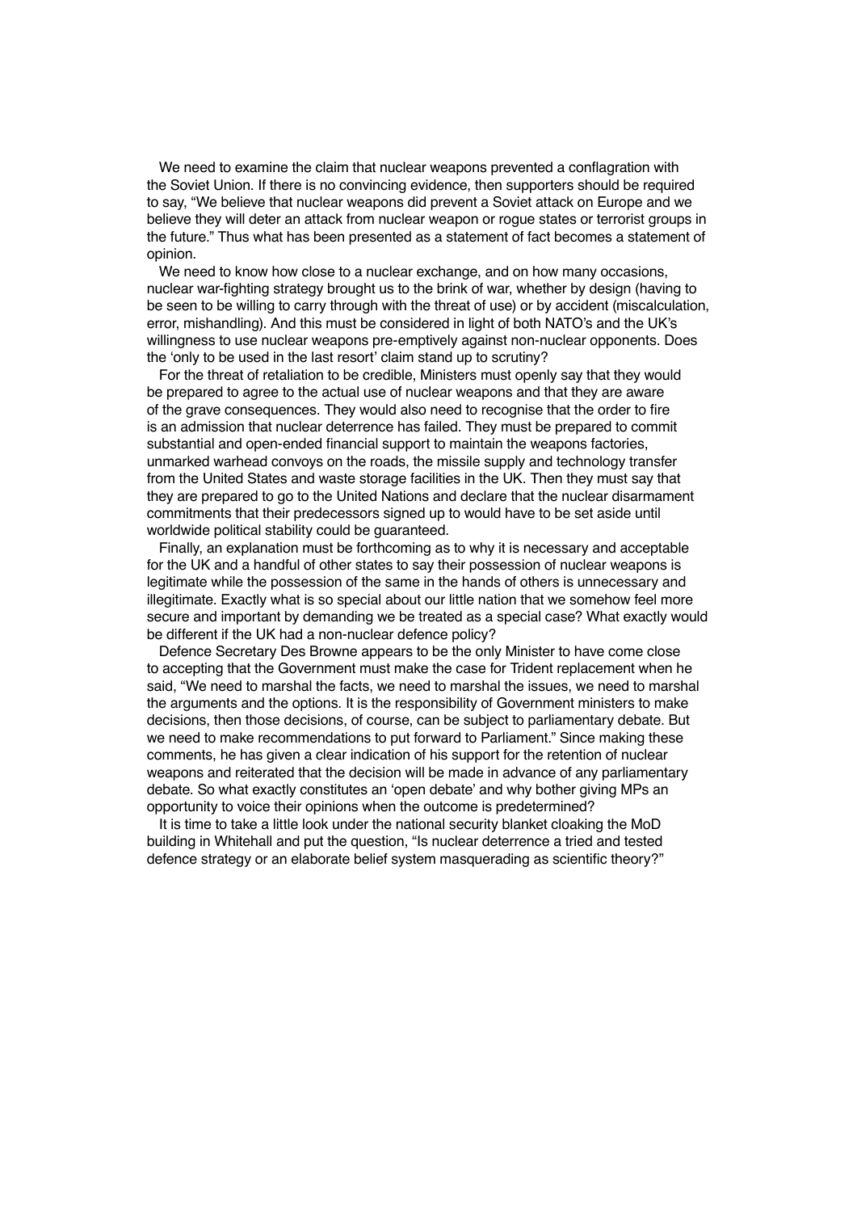We need to examine the claim that nuclear weapons prevented a conflagration with the Soviet Union. If there is no convincing evidence, then supporters should be required to say, "We believe that nuclear weapons did prevent a Soviet attack on Europe and we believe they will deter an attack from nuclear weapon or rogue states or terrorist groups in the future." Thus what has been presented as a statement of fact becomes a statement of opinion.

We need to know how close to a nuclear exchange, and on how many occasions, nuclear war-fighting strategy brought us to the brink of war, whether by design (having to be seen to be willing to carry through with the threat of use) or by accident (miscalculation, error, mishandling). And this must be considered in light of both NATO's and the UK's willingness to use nuclear weapons pre-emptively against non-nuclear opponents. Does the 'only to be used in the last resort' claim stand up to scrutiny?

For the threat of retaliation to be credible, Ministers must openly say that they would be prepared to agree to the actual use of nuclear weapons and that they are aware of the grave consequences. They would also need to recognise that the order to fire is an admission that nuclear deterrence has failed. They must be prepared to commit substantial and open-ended financial support to maintain the weapons factories, unmarked warhead convoys on the roads, the missile supply and technology transfer from the United States and waste storage facilities in the UK. Then they must say that they are prepared to go to the United Nations and declare that the nuclear disarmament commitments that their predecessors signed up to would have to be set aside until worldwide political stability could be guaranteed.

Finally, an explanation must be forthcoming as to why it is necessary and acceptable for the UK and a handful of other states to say their possession of nuclear weapons is legitimate while the possession of the same in the hands of others is unnecessary and illegitimate. Exactly what is so special about our little nation that we somehow feel more secure and important by demanding we be treated as a special case? What exactly would be different if the UK had a non-nuclear defence policy?

Defence Secretary Des Browne appears to be the only Minister to have come close to accepting that the Government must make the case for Trident replacement when he said, "We need to marshal the facts, we need to marshal the issues, we need to marshal the arguments and the options. It is the responsibility of Government ministers to make decisions, then those decisions, of course, can be subject to parliamentary debate. But we need to make recommendations to put forward to Parliament." Since making these comments, he has given a clear indication of his support for the retention of nuclear weapons and reiterated that the decision will be made in advance of any parliamentary debate. So what exactly constitutes an 'open debate' and why bother giving MPs an opportunity to voice their opinions when the outcome is predetermined?

It is time to take a little look under the national security blanket cloaking the MoD building in Whitehall and put the question, "Is nuclear deterrence a tried and tested defence strategy or an elaborate belief system masquerading as scientific theory?"